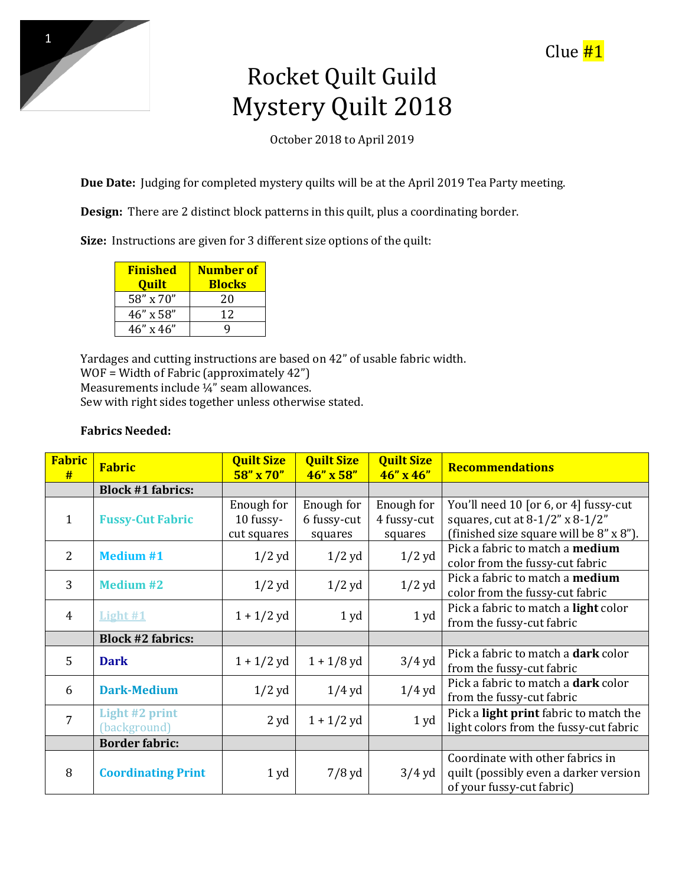Clue #1

# Rocket Quilt Guild
# Mystery Quilt 2018

October 2018 to April 2019

**Due Date:** Judging for completed mystery quilts will be at the April 2019 Tea Party meeting.

**Design:** There are 2 distinct block patterns in this quilt, plus a coordinating border.

**Size:** Instructions are given for 3 different size options of the quilt:

| Finished Quilt | Number of Blocks |
|---|---|
| 58" x 70" | 20 |
| 46" x 58" | 12 |
| 46" x 46" | 9 |

Yardages and cutting instructions are based on 42" of usable fabric width.
WOF = Width of Fabric (approximately 42")
Measurements include ¼" seam allowances.
Sew with right sides together unless otherwise stated.

**Fabrics Needed:**

| Fabric # | Fabric | Quilt Size 58" x 70" | Quilt Size 46" x 58" | Quilt Size 46" x 46" | Recommendations |
|---|---|---|---|---|---|
| | **Block #1 fabrics:** | | | | |
| 1 | **Fussy-Cut Fabric** | Enough for 10 fussy-cut squares | Enough for 6 fussy-cut squares | Enough for 4 fussy-cut squares | You'll need 10 [or 6, or 4] fussy-cut squares, cut at 8-1/2" x 8-1/2" (finished size square will be 8" x 8"). |
| 2 | **Medium #1** | 1/2 yd | 1/2 yd | 1/2 yd | Pick a fabric to match a **medium** color from the fussy-cut fabric |
| 3 | **Medium #2** | 1/2 yd | 1/2 yd | 1/2 yd | Pick a fabric to match a **medium** color from the fussy-cut fabric |
| 4 | **Light #1** | 1 + 1/2 yd | 1 yd | 1 yd | Pick a fabric to match a **light** color from the fussy-cut fabric |
| | **Block #2 fabrics:** | | | | |
| 5 | **Dark** | 1 + 1/2 yd | 1 + 1/8 yd | 3/4 yd | Pick a fabric to match a **dark** color from the fussy-cut fabric |
| 6 | **Dark-Medium** | 1/2 yd | 1/4 yd | 1/4 yd | Pick a fabric to match a **dark** color from the fussy-cut fabric |
| 7 | **Light #2 print** (background) | 2 yd | 1 + 1/2 yd | 1 yd | Pick a **light print** fabric to match the light colors from the fussy-cut fabric |
| | **Border fabric:** | | | | |
| 8 | **Coordinating Print** | 1 yd | 7/8 yd | 3/4 yd | Coordinate with other fabrics in quilt (possibly even a darker version of your fussy-cut fabric) |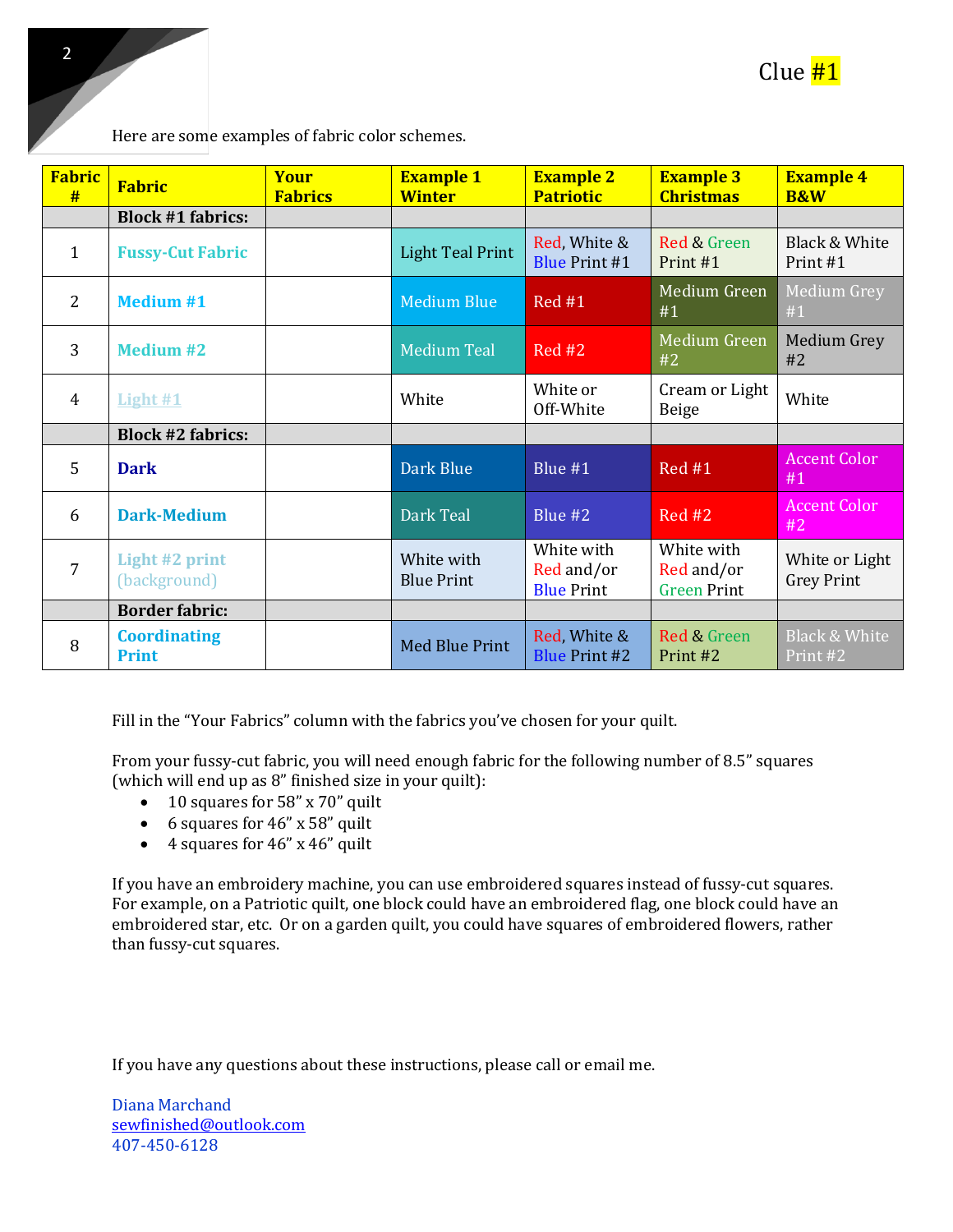Clue #1

Here are some examples of fabric color schemes.

| Fabric # | Fabric | Your Fabrics | Example 1 Winter | Example 2 Patriotic | Example 3 Christmas | Example 4 B&W |
|---|---|---|---|---|---|---|
| | **Block #1 fabrics:** | | | | | |
| 1 | **Fussy-Cut Fabric** | | Light Teal Print | Red, White & Blue Print #1 | Red & Green Print #1 | Black & White Print #1 |
| 2 | **Medium #1** | | Medium Blue | Red #1 | Medium Green #1 | Medium Grey #1 |
| 3 | **Medium #2** | | Medium Teal | Red #2 | Medium Green #2 | Medium Grey #2 |
| 4 | **Light #1** | | White | White or Off-White | Cream or Light Beige | White |
| | **Block #2 fabrics:** | | | | | |
| 5 | **Dark** | | Dark Blue | Blue #1 | Red #1 | Accent Color #1 |
| 6 | **Dark-Medium** | | Dark Teal | Blue #2 | Red #2 | Accent Color #2 |
| 7 | Light #2 print (background) | | White with Blue Print | White with Red and/or Blue Print | White with Red and/or Green Print | White or Light Grey Print |
| | **Border fabric:** | | | | | |
| 8 | **Coordinating Print** | | Med Blue Print | Red, White & Blue Print #2 | Red & Green Print #2 | Black & White Print #2 |

Fill in the "Your Fabrics" column with the fabrics you've chosen for your quilt.

From your fussy-cut fabric, you will need enough fabric for the following number of 8.5" squares (which will end up as 8" finished size in your quilt):

- 10 squares for 58" x 70" quilt
- 6 squares for 46" x 58" quilt
- 4 squares for 46" x 46" quilt

If you have an embroidery machine, you can use embroidered squares instead of fussy-cut squares. For example, on a Patriotic quilt, one block could have an embroidered flag, one block could have an embroidered star, etc. Or on a garden quilt, you could have squares of embroidered flowers, rather than fussy-cut squares.

If you have any questions about these instructions, please call or email me.

Diana Marchand
sewfinished@outlook.com
407-450-6128